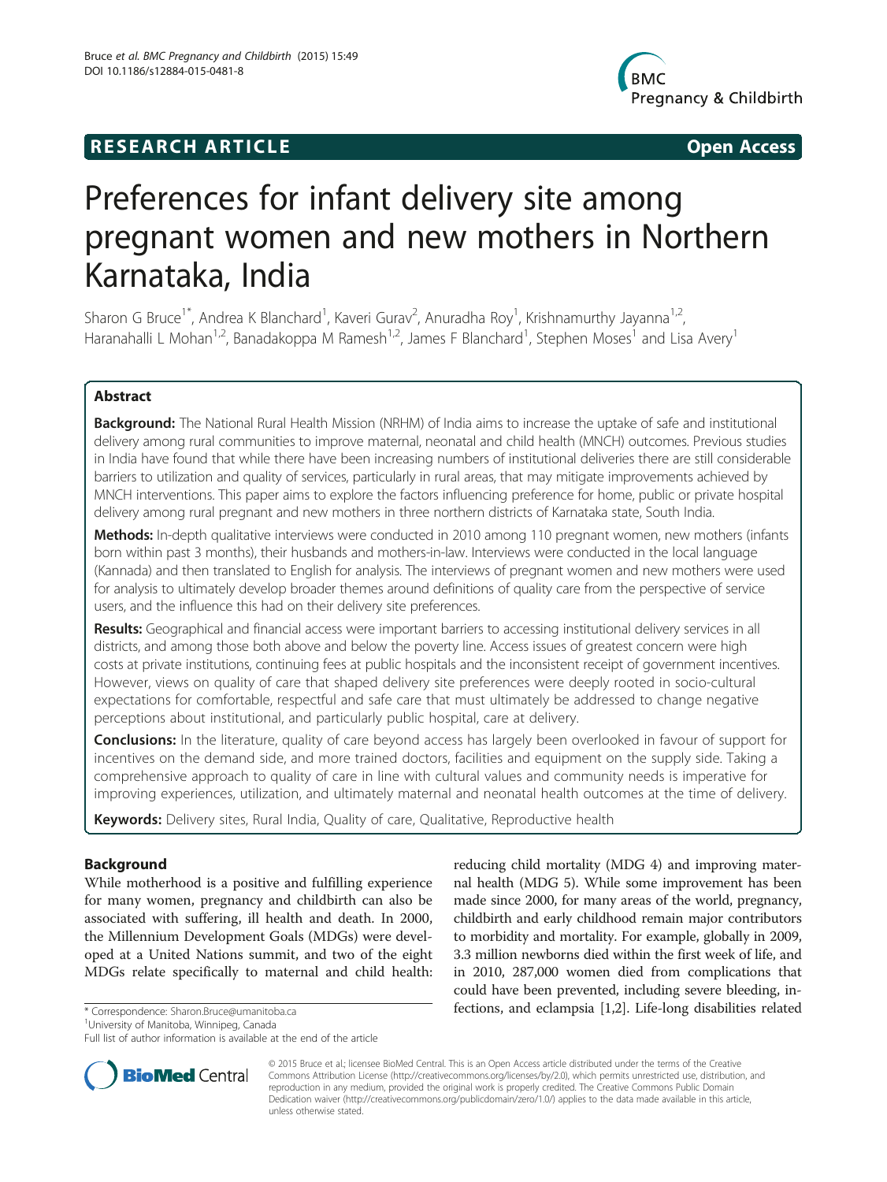RESEARCH ARTICLE Open Access

# Preferences for infant delivery site among pregnant women and new mothers in Northern Karnataka, India

Sharon G Bruce[1*], Andrea K Blanchard[1], Kaveri Gurav[2], Anuradha Roy[1], Krishnamurthy Jayanna[1,2], Haranahalli L Mohan[1,2], Banadakoppa M Ramesh[1,2], James F Blanchard[1], Stephen Moses[1] and Lisa Avery[1]

## Abstract

**Background:** The National Rural Health Mission (NRHM) of India aims to increase the uptake of safe and institutional delivery among rural communities to improve maternal, neonatal and child health (MNCH) outcomes. Previous studies in India have found that while there have been increasing numbers of institutional deliveries there are still considerable barriers to utilization and quality of services, particularly in rural areas, that may mitigate improvements achieved by MNCH interventions. This paper aims to explore the factors influencing preference for home, public or private hospital delivery among rural pregnant and new mothers in three northern districts of Karnataka state, South India.

**Methods:** In-depth qualitative interviews were conducted in 2010 among 110 pregnant women, new mothers (infants born within past 3 months), their husbands and mothers-in-law. Interviews were conducted in the local language (Kannada) and then translated to English for analysis. The interviews of pregnant women and new mothers were used for analysis to ultimately develop broader themes around definitions of quality care from the perspective of service users, and the influence this had on their delivery site preferences.

**Results:** Geographical and financial access were important barriers to accessing institutional delivery services in all districts, and among those both above and below the poverty line. Access issues of greatest concern were high costs at private institutions, continuing fees at public hospitals and the inconsistent receipt of government incentives. However, views on quality of care that shaped delivery site preferences were deeply rooted in socio-cultural expectations for comfortable, respectful and safe care that must ultimately be addressed to change negative perceptions about institutional, and particularly public hospital, care at delivery.

**Conclusions:** In the literature, quality of care beyond access has largely been overlooked in favour of support for incentives on the demand side, and more trained doctors, facilities and equipment on the supply side. Taking a comprehensive approach to quality of care in line with cultural values and community needs is imperative for improving experiences, utilization, and ultimately maternal and neonatal health outcomes at the time of delivery.

**Keywords:** Delivery sites, Rural India, Quality of care, Qualitative, Reproductive health

## Background

While motherhood is a positive and fulfilling experience for many women, pregnancy and childbirth can also be associated with suffering, ill health and death. In 2000, the Millennium Development Goals (MDGs) were developed at a United Nations summit, and two of the eight MDGs relate specifically to maternal and child health: reducing child mortality (MDG 4) and improving maternal health (MDG 5). While some improvement has been made since 2000, for many areas of the world, pregnancy, childbirth and early childhood remain major contributors to morbidity and mortality. For example, globally in 2009, 3.3 million newborns died within the first week of life, and in 2010, 287,000 women died from complications that could have been prevented, including severe bleeding, infections, and eclampsia [1,2]. Life-long disabilities related

\* Correspondence: Sharon.Bruce@umanitoba.ca
[1]University of Manitoba, Winnipeg, Canada
Full list of author information is available at the end of the article

© 2015 Bruce et al.; licensee BioMed Central. This is an Open Access article distributed under the terms of the Creative Commons Attribution License (http://creativecommons.org/licenses/by/2.0), which permits unrestricted use, distribution, and reproduction in any medium, provided the original work is properly credited. The Creative Commons Public Domain Dedication waiver (http://creativecommons.org/publicdomain/zero/1.0/) applies to the data made available in this article, unless otherwise stated.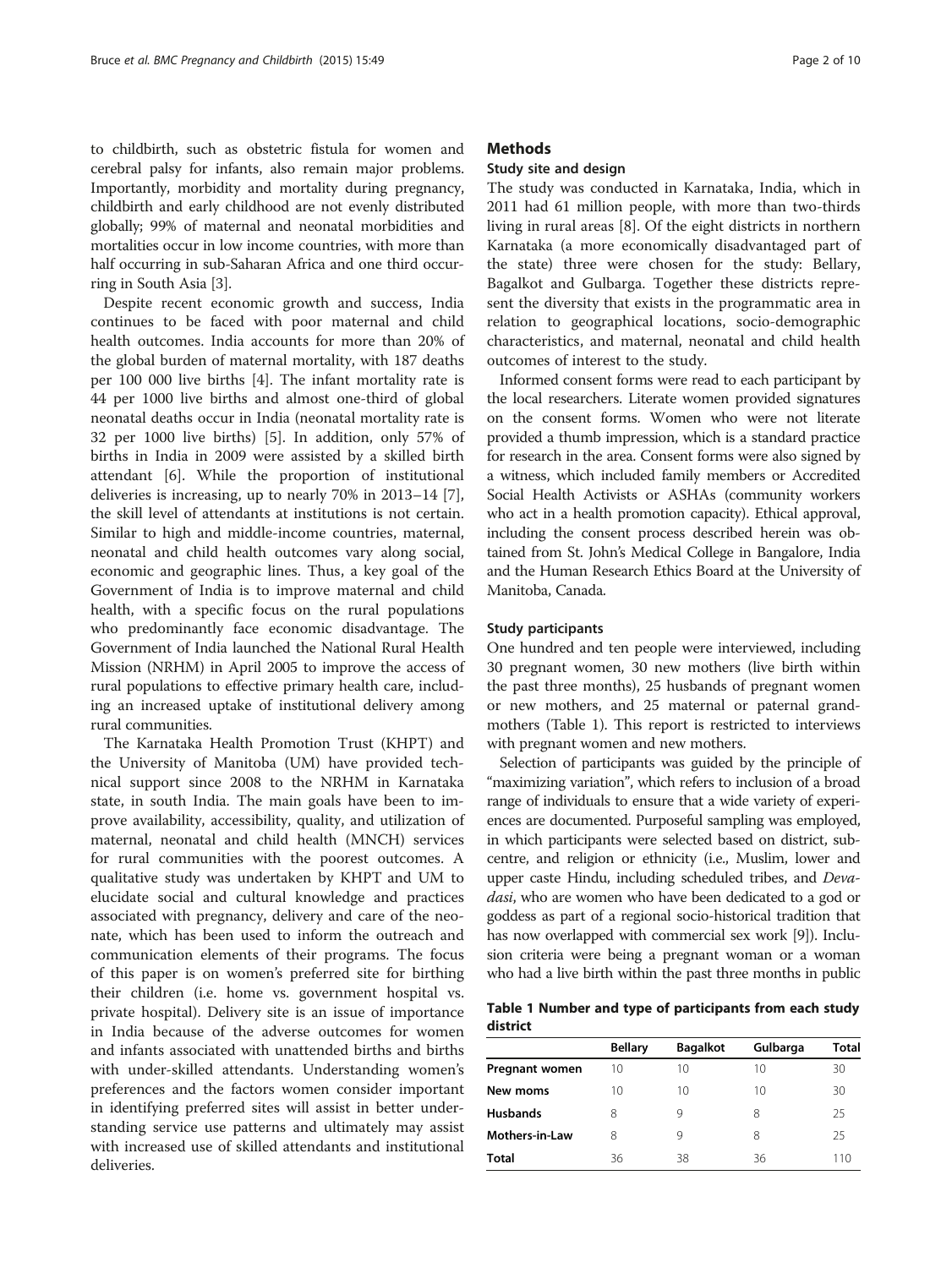to childbirth, such as obstetric fistula for women and cerebral palsy for infants, also remain major problems. Importantly, morbidity and mortality during pregnancy, childbirth and early childhood are not evenly distributed globally; 99% of maternal and neonatal morbidities and mortalities occur in low income countries, with more than half occurring in sub-Saharan Africa and one third occurring in South Asia [3].

Despite recent economic growth and success, India continues to be faced with poor maternal and child health outcomes. India accounts for more than 20% of the global burden of maternal mortality, with 187 deaths per 100 000 live births [4]. The infant mortality rate is 44 per 1000 live births and almost one-third of global neonatal deaths occur in India (neonatal mortality rate is 32 per 1000 live births) [5]. In addition, only 57% of births in India in 2009 were assisted by a skilled birth attendant [6]. While the proportion of institutional deliveries is increasing, up to nearly 70% in 2013–14 [7], the skill level of attendants at institutions is not certain. Similar to high and middle-income countries, maternal, neonatal and child health outcomes vary along social, economic and geographic lines. Thus, a key goal of the Government of India is to improve maternal and child health, with a specific focus on the rural populations who predominantly face economic disadvantage. The Government of India launched the National Rural Health Mission (NRHM) in April 2005 to improve the access of rural populations to effective primary health care, including an increased uptake of institutional delivery among rural communities.

The Karnataka Health Promotion Trust (KHPT) and the University of Manitoba (UM) have provided technical support since 2008 to the NRHM in Karnataka state, in south India. The main goals have been to improve availability, accessibility, quality, and utilization of maternal, neonatal and child health (MNCH) services for rural communities with the poorest outcomes. A qualitative study was undertaken by KHPT and UM to elucidate social and cultural knowledge and practices associated with pregnancy, delivery and care of the neonate, which has been used to inform the outreach and communication elements of their programs. The focus of this paper is on women's preferred site for birthing their children (i.e. home vs. government hospital vs. private hospital). Delivery site is an issue of importance in India because of the adverse outcomes for women and infants associated with unattended births and births with under-skilled attendants. Understanding women's preferences and the factors women consider important in identifying preferred sites will assist in better understanding service use patterns and ultimately may assist with increased use of skilled attendants and institutional deliveries.

## Methods

### Study site and design

The study was conducted in Karnataka, India, which in 2011 had 61 million people, with more than two-thirds living in rural areas [8]. Of the eight districts in northern Karnataka (a more economically disadvantaged part of the state) three were chosen for the study: Bellary, Bagalkot and Gulbarga. Together these districts represent the diversity that exists in the programmatic area in relation to geographical locations, socio-demographic characteristics, and maternal, neonatal and child health outcomes of interest to the study.

Informed consent forms were read to each participant by the local researchers. Literate women provided signatures on the consent forms. Women who were not literate provided a thumb impression, which is a standard practice for research in the area. Consent forms were also signed by a witness, which included family members or Accredited Social Health Activists or ASHAs (community workers who act in a health promotion capacity). Ethical approval, including the consent process described herein was obtained from St. John's Medical College in Bangalore, India and the Human Research Ethics Board at the University of Manitoba, Canada.

### Study participants

One hundred and ten people were interviewed, including 30 pregnant women, 30 new mothers (live birth within the past three months), 25 husbands of pregnant women or new mothers, and 25 maternal or paternal grandmothers (Table 1). This report is restricted to interviews with pregnant women and new mothers.

Selection of participants was guided by the principle of "maximizing variation", which refers to inclusion of a broad range of individuals to ensure that a wide variety of experiences are documented. Purposeful sampling was employed, in which participants were selected based on district, subcentre, and religion or ethnicity (i.e., Muslim, lower and upper caste Hindu, including scheduled tribes, and *Devadasi*, who are women who have been dedicated to a god or goddess as part of a regional socio-historical tradition that has now overlapped with commercial sex work [9]). Inclusion criteria were being a pregnant woman or a woman who had a live birth within the past three months in public

**Table 1 Number and type of participants from each study district**

| | Bellary | Bagalkot | Gulbarga | Total |
|---|---|---|---|---|
| **Pregnant women** | 10 | 10 | 10 | 30 |
| **New moms** | 10 | 10 | 10 | 30 |
| **Husbands** | 8 | 9 | 8 | 25 |
| **Mothers-in-Law** | 8 | 9 | 8 | 25 |
| **Total** | 36 | 38 | 36 | 110 |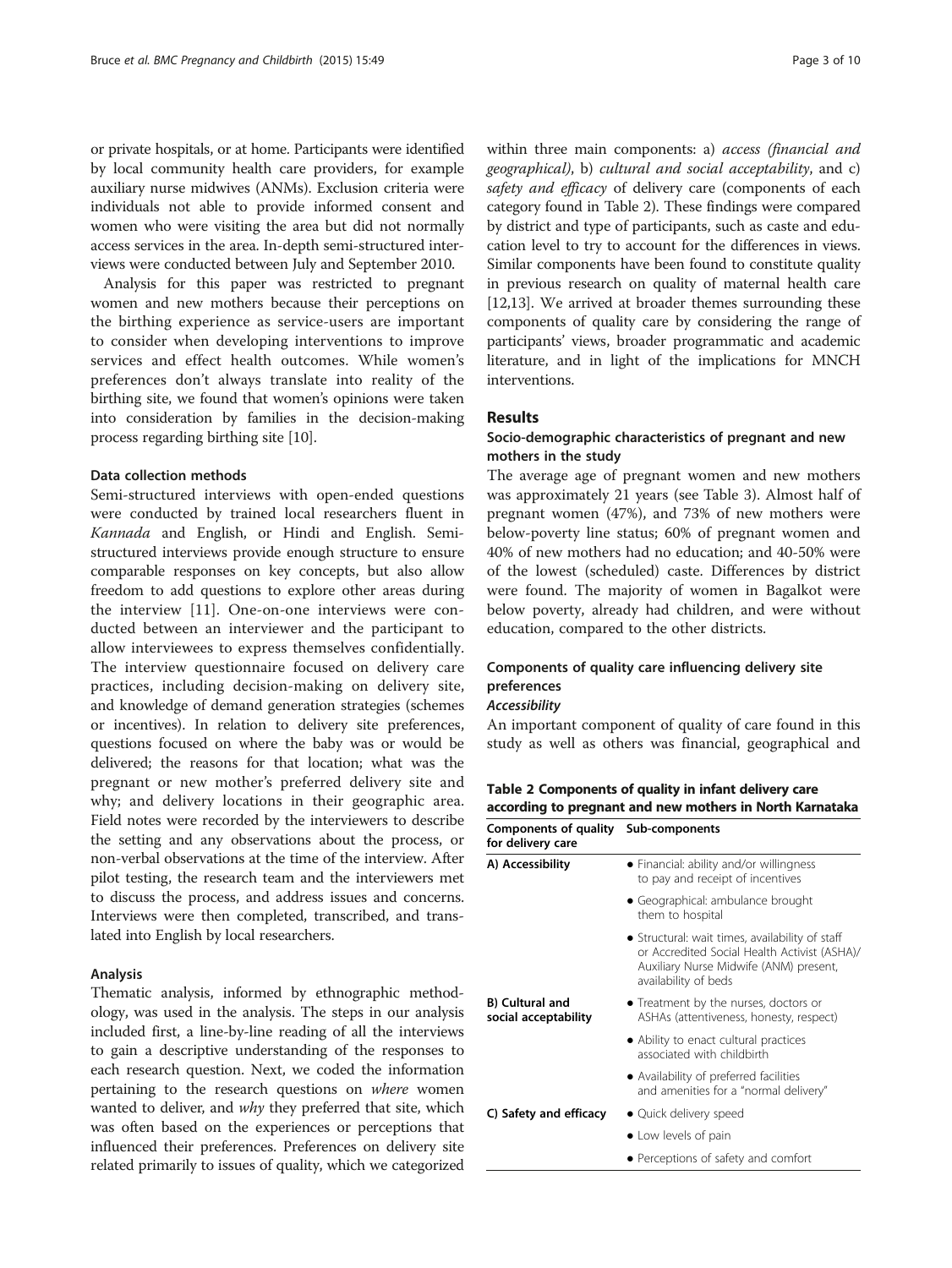or private hospitals, or at home. Participants were identified by local community health care providers, for example auxiliary nurse midwives (ANMs). Exclusion criteria were individuals not able to provide informed consent and women who were visiting the area but did not normally access services in the area. In-depth semi-structured interviews were conducted between July and September 2010.

Analysis for this paper was restricted to pregnant women and new mothers because their perceptions on the birthing experience as service-users are important to consider when developing interventions to improve services and effect health outcomes. While women's preferences don't always translate into reality of the birthing site, we found that women's opinions were taken into consideration by families in the decision-making process regarding birthing site [10].

### Data collection methods

Semi-structured interviews with open-ended questions were conducted by trained local researchers fluent in *Kannada* and English, or Hindi and English. Semi-structured interviews provide enough structure to ensure comparable responses on key concepts, but also allow freedom to add questions to explore other areas during the interview [11]. One-on-one interviews were conducted between an interviewer and the participant to allow interviewees to express themselves confidentially. The interview questionnaire focused on delivery care practices, including decision-making on delivery site, and knowledge of demand generation strategies (schemes or incentives). In relation to delivery site preferences, questions focused on where the baby was or would be delivered; the reasons for that location; what was the pregnant or new mother's preferred delivery site and why; and delivery locations in their geographic area. Field notes were recorded by the interviewers to describe the setting and any observations about the process, or non-verbal observations at the time of the interview. After pilot testing, the research team and the interviewers met to discuss the process, and address issues and concerns. Interviews were then completed, transcribed, and translated into English by local researchers.

### Analysis

Thematic analysis, informed by ethnographic methodology, was used in the analysis. The steps in our analysis included first, a line-by-line reading of all the interviews to gain a descriptive understanding of the responses to each research question. Next, we coded the information pertaining to the research questions on *where* women wanted to deliver, and *why* they preferred that site, which was often based on the experiences or perceptions that influenced their preferences. Preferences on delivery site related primarily to issues of quality, which we categorized within three main components: a) *access (financial and geographical)*, b) *cultural and social acceptability*, and c) *safety and efficacy* of delivery care (components of each category found in Table 2). These findings were compared by district and type of participants, such as caste and education level to try to account for the differences in views. Similar components have been found to constitute quality in previous research on quality of maternal health care [12,13]. We arrived at broader themes surrounding these components of quality care by considering the range of participants' views, broader programmatic and academic literature, and in light of the implications for MNCH interventions.

## Results

### Socio-demographic characteristics of pregnant and new mothers in the study

The average age of pregnant women and new mothers was approximately 21 years (see Table 3). Almost half of pregnant women (47%), and 73% of new mothers were below-poverty line status; 60% of pregnant women and 40% of new mothers had no education; and 40-50% were of the lowest (scheduled) caste. Differences by district were found. The majority of women in Bagalkot were below poverty, already had children, and were without education, compared to the other districts.

### Components of quality care influencing delivery site preferences

#### *Accessibility*

An important component of quality of care found in this study as well as others was financial, geographical and

**Table 2 Components of quality in infant delivery care according to pregnant and new mothers in North Karnataka**

| Components of quality for delivery care | Sub-components |
|---|---|
| **A) Accessibility** | • Financial: ability and/or willingness to pay and receipt of incentives |
| | • Geographical: ambulance brought them to hospital |
| | • Structural: wait times, availability of staff or Accredited Social Health Activist (ASHA)/ Auxiliary Nurse Midwife (ANM) present, availability of beds |
| **B) Cultural and social acceptability** | • Treatment by the nurses, doctors or ASHAs (attentiveness, honesty, respect) |
| | • Ability to enact cultural practices associated with childbirth |
| | • Availability of preferred facilities and amenities for a "normal delivery" |
| **C) Safety and efficacy** | • Quick delivery speed |
| | • Low levels of pain |
| | • Perceptions of safety and comfort |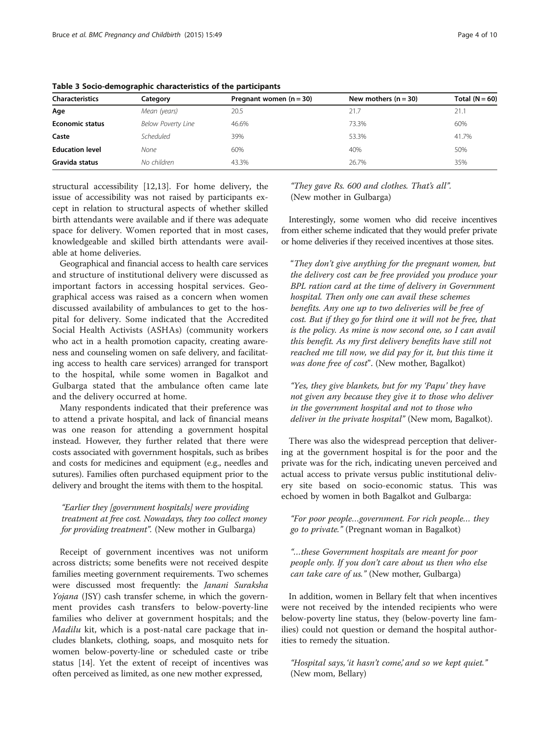**Table 3 Socio-demographic characteristics of the participants**

| Characteristics | Category | Pregnant women (n = 30) | New mothers (n = 30) | Total (N = 60) |
|---|---|---|---|---|
| **Age** | *Mean (years)* | 20.5 | 21.7 | 21.1 |
| **Economic status** | *Below Poverty Line* | 46.6% | 73.3% | 60% |
| **Caste** | *Scheduled* | 39% | 53.3% | 41.7% |
| **Education level** | *None* | 60% | 40% | 50% |
| **Gravida status** | *No children* | 43.3% | 26.7% | 35% |

structural accessibility [12,13]. For home delivery, the issue of accessibility was not raised by participants except in relation to structural aspects of whether skilled birth attendants were available and if there was adequate space for delivery. Women reported that in most cases, knowledgeable and skilled birth attendants were available at home deliveries.

Geographical and financial access to health care services and structure of institutional delivery were discussed as important factors in accessing hospital services. Geographical access was raised as a concern when women discussed availability of ambulances to get to the hospital for delivery. Some indicated that the Accredited Social Health Activists (ASHAs) (community workers who act in a health promotion capacity, creating awareness and counseling women on safe delivery, and facilitating access to health care services) arranged for transport to the hospital, while some women in Bagalkot and Gulbarga stated that the ambulance often came late and the delivery occurred at home.

Many respondents indicated that their preference was to attend a private hospital, and lack of financial means was one reason for attending a government hospital instead. However, they further related that there were costs associated with government hospitals, such as bribes and costs for medicines and equipment (e.g., needles and sutures). Families often purchased equipment prior to the delivery and brought the items with them to the hospital.

> *"Earlier they [government hospitals] were providing treatment at free cost. Nowadays, they too collect money for providing treatment".* (New mother in Gulbarga)

Receipt of government incentives was not uniform across districts; some benefits were not received despite families meeting government requirements. Two schemes were discussed most frequently: the *Janani Suraksha Yojana* (JSY) cash transfer scheme, in which the government provides cash transfers to below-poverty-line families who deliver at government hospitals; and the *Madilu* kit, which is a post-natal care package that includes blankets, clothing, soaps, and mosquito nets for women below-poverty-line or scheduled caste or tribe status [14]. Yet the extent of receipt of incentives was often perceived as limited, as one new mother expressed,

> *"They gave Rs. 600 and clothes. That's all".* (New mother in Gulbarga)

Interestingly, some women who did receive incentives from either scheme indicated that they would prefer private or home deliveries if they received incentives at those sites.

> "*They don't give anything for the pregnant women, but the delivery cost can be free provided you produce your BPL ration card at the time of delivery in Government hospital. Then only one can avail these schemes benefits. Any one up to two deliveries will be free of cost. But if they go for third one it will not be free, that is the policy. As mine is now second one, so I can avail this benefit. As my first delivery benefits have still not reached me till now, we did pay for it, but this time it was done free of cost*". (New mother, Bagalkot)

> *"Yes, they give blankets, but for my 'Papu' they have not given any because they give it to those who deliver in the government hospital and not to those who deliver in the private hospital"* (New mom, Bagalkot).

There was also the widespread perception that delivering at the government hospital is for the poor and the private was for the rich, indicating uneven perceived and actual access to private versus public institutional delivery site based on socio-economic status. This was echoed by women in both Bagalkot and Gulbarga:

> *"For poor people…government. For rich people… they go to private."* (Pregnant woman in Bagalkot)

> *"…these Government hospitals are meant for poor people only. If you don't care about us then who else can take care of us."* (New mother, Gulbarga)

In addition, women in Bellary felt that when incentives were not received by the intended recipients who were below-poverty line status, they (below-poverty line families) could not question or demand the hospital authorities to remedy the situation.

> *"Hospital says, 'it hasn't come,' and so we kept quiet."* (New mom, Bellary)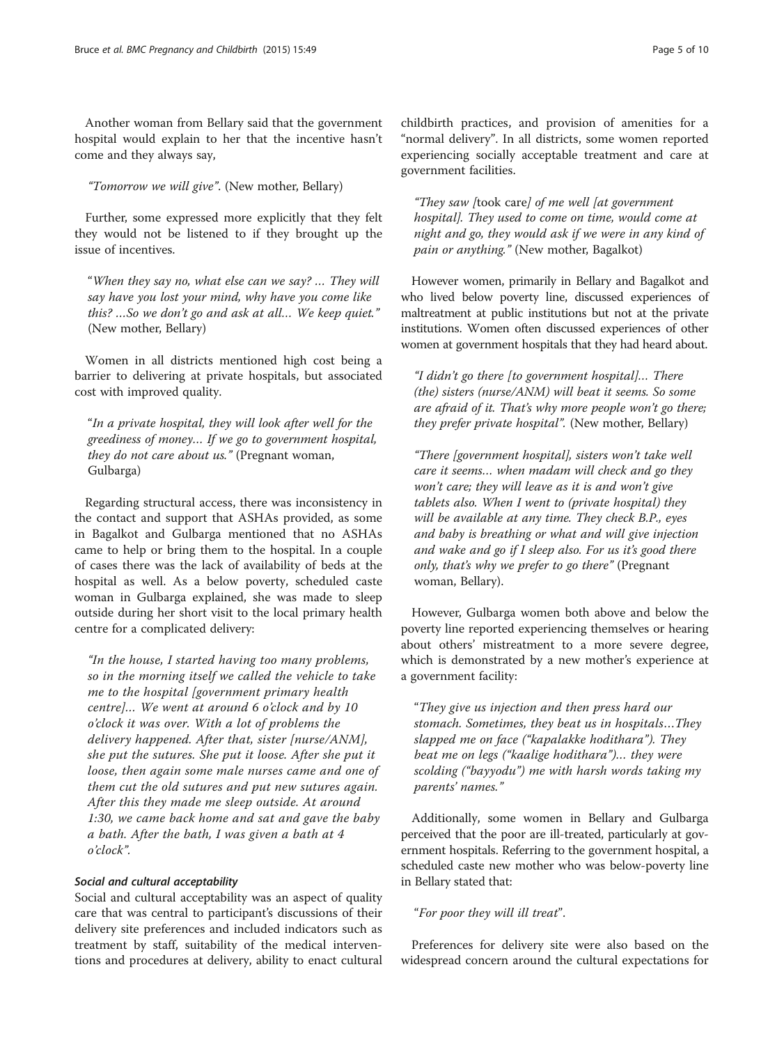Another woman from Bellary said that the government hospital would explain to her that the incentive hasn't come and they always say,

> *"Tomorrow we will give".* (New mother, Bellary)

Further, some expressed more explicitly that they felt they would not be listened to if they brought up the issue of incentives.

> "*When they say no, what else can we say? … They will say have you lost your mind, why have you come like this? …So we don't go and ask at all… We keep quiet."* (New mother, Bellary)

Women in all districts mentioned high cost being a barrier to delivering at private hospitals, but associated cost with improved quality.

> "*In a private hospital, they will look after well for the greediness of money… If we go to government hospital, they do not care about us."* (Pregnant woman, Gulbarga)

Regarding structural access, there was inconsistency in the contact and support that ASHAs provided, as some in Bagalkot and Gulbarga mentioned that no ASHAs came to help or bring them to the hospital. In a couple of cases there was the lack of availability of beds at the hospital as well. As a below poverty, scheduled caste woman in Gulbarga explained, she was made to sleep outside during her short visit to the local primary health centre for a complicated delivery:

> *"In the house, I started having too many problems, so in the morning itself we called the vehicle to take me to the hospital [government primary health centre]… We went at around 6 o'clock and by 10 o'clock it was over. With a lot of problems the delivery happened. After that, sister [nurse/ANM], she put the sutures. She put it loose. After she put it loose, then again some male nurses came and one of them cut the old sutures and put new sutures again. After this they made me sleep outside. At around 1:30, we came back home and sat and gave the baby a bath. After the bath, I was given a bath at 4 o'clock".*

#### *Social and cultural acceptability*

Social and cultural acceptability was an aspect of quality care that was central to participant's discussions of their delivery site preferences and included indicators such as treatment by staff, suitability of the medical interventions and procedures at delivery, ability to enact cultural childbirth practices, and provision of amenities for a "normal delivery". In all districts, some women reported experiencing socially acceptable treatment and care at government facilities.

> *"They saw [*took care*] of me well [at government hospital]. They used to come on time, would come at night and go, they would ask if we were in any kind of pain or anything."* (New mother, Bagalkot)

However women, primarily in Bellary and Bagalkot and who lived below poverty line, discussed experiences of maltreatment at public institutions but not at the private institutions. Women often discussed experiences of other women at government hospitals that they had heard about.

> *"I didn't go there [to government hospital]… There (the) sisters (nurse/ANM) will beat it seems. So some are afraid of it. That's why more people won't go there; they prefer private hospital".* (New mother, Bellary)

> *"There [government hospital], sisters won't take well care it seems… when madam will check and go they won't care; they will leave as it is and won't give tablets also. When I went to (private hospital) they will be available at any time. They check B.P., eyes and baby is breathing or what and will give injection and wake and go if I sleep also. For us it's good there only, that's why we prefer to go there"* (Pregnant woman, Bellary).

However, Gulbarga women both above and below the poverty line reported experiencing themselves or hearing about others' mistreatment to a more severe degree, which is demonstrated by a new mother's experience at a government facility:

> "*They give us injection and then press hard our stomach. Sometimes, they beat us in hospitals…They slapped me on face ("kapalakke hodithara"). They beat me on legs ("kaalige hodithara")… they were scolding ("bayyodu") me with harsh words taking my parents' names."*

Additionally, some women in Bellary and Gulbarga perceived that the poor are ill-treated, particularly at government hospitals. Referring to the government hospital, a scheduled caste new mother who was below-poverty line in Bellary stated that:

> "*For poor they will ill treat*".

Preferences for delivery site were also based on the widespread concern around the cultural expectations for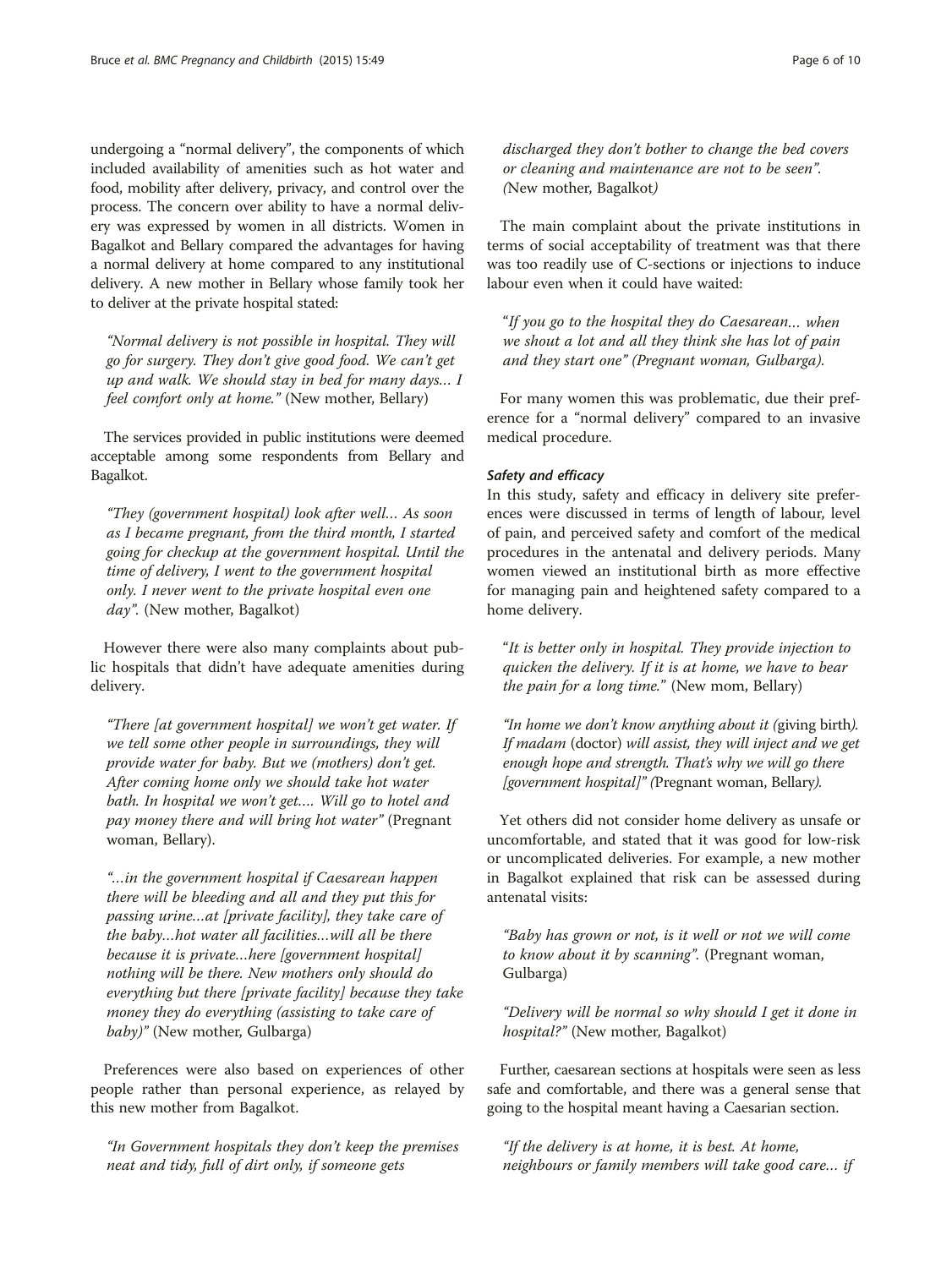undergoing a "normal delivery", the components of which included availability of amenities such as hot water and food, mobility after delivery, privacy, and control over the process. The concern over ability to have a normal delivery was expressed by women in all districts. Women in Bagalkot and Bellary compared the advantages for having a normal delivery at home compared to any institutional delivery. A new mother in Bellary whose family took her to deliver at the private hospital stated:

> *"Normal delivery is not possible in hospital. They will go for surgery. They don't give good food. We can't get up and walk. We should stay in bed for many days… I feel comfort only at home."* (New mother, Bellary)

The services provided in public institutions were deemed acceptable among some respondents from Bellary and Bagalkot.

> *"They (government hospital) look after well… As soon as I became pregnant, from the third month, I started going for checkup at the government hospital. Until the time of delivery, I went to the government hospital only. I never went to the private hospital even one day".* (New mother, Bagalkot)

However there were also many complaints about public hospitals that didn't have adequate amenities during delivery.

> *"There [at government hospital] we won't get water. If we tell some other people in surroundings, they will provide water for baby. But we (mothers) don't get. After coming home only we should take hot water bath. In hospital we won't get…. Will go to hotel and pay money there and will bring hot water"* (Pregnant woman, Bellary).

> *"…in the government hospital if Caesarean happen there will be bleeding and all and they put this for passing urine…at [private facility], they take care of the baby…hot water all facilities…will all be there because it is private…here [government hospital] nothing will be there. New mothers only should do everything but there [private facility] because they take money they do everything (assisting to take care of baby)"* (New mother, Gulbarga)

Preferences were also based on experiences of other people rather than personal experience, as relayed by this new mother from Bagalkot.

> *"In Government hospitals they don't keep the premises neat and tidy, full of dirt only, if someone gets discharged they don't bother to change the bed covers or cleaning and maintenance are not to be seen".* (New mother, Bagalkot)

The main complaint about the private institutions in terms of social acceptability of treatment was that there was too readily use of C-sections or injections to induce labour even when it could have waited:

> *"If you go to the hospital they do Caesarean… when we shout a lot and all they think she has lot of pain and they start one" (Pregnant woman, Gulbarga).*

For many women this was problematic, due their preference for a "normal delivery" compared to an invasive medical procedure.

#### *Safety and efficacy*

In this study, safety and efficacy in delivery site preferences were discussed in terms of length of labour, level of pain, and perceived safety and comfort of the medical procedures in the antenatal and delivery periods. Many women viewed an institutional birth as more effective for managing pain and heightened safety compared to a home delivery.

> "*It is better only in hospital. They provide injection to quicken the delivery. If it is at home, we have to bear the pain for a long time.*" (New mom, Bellary)

> *"In home we don't know anything about it (*giving birth*). If madam* (doctor) *will assist, they will inject and we get enough hope and strength. That's why we will go there [government hospital]" (*Pregnant woman, Bellary*).*

Yet others did not consider home delivery as unsafe or uncomfortable, and stated that it was good for low-risk or uncomplicated deliveries. For example, a new mother in Bagalkot explained that risk can be assessed during antenatal visits:

> *"Baby has grown or not, is it well or not we will come to know about it by scanning".* (Pregnant woman, Gulbarga)

> *"Delivery will be normal so why should I get it done in hospital?"* (New mother, Bagalkot)

Further, caesarean sections at hospitals were seen as less safe and comfortable, and there was a general sense that going to the hospital meant having a Caesarian section.

> *"If the delivery is at home, it is best. At home, neighbours or family members will take good care… if*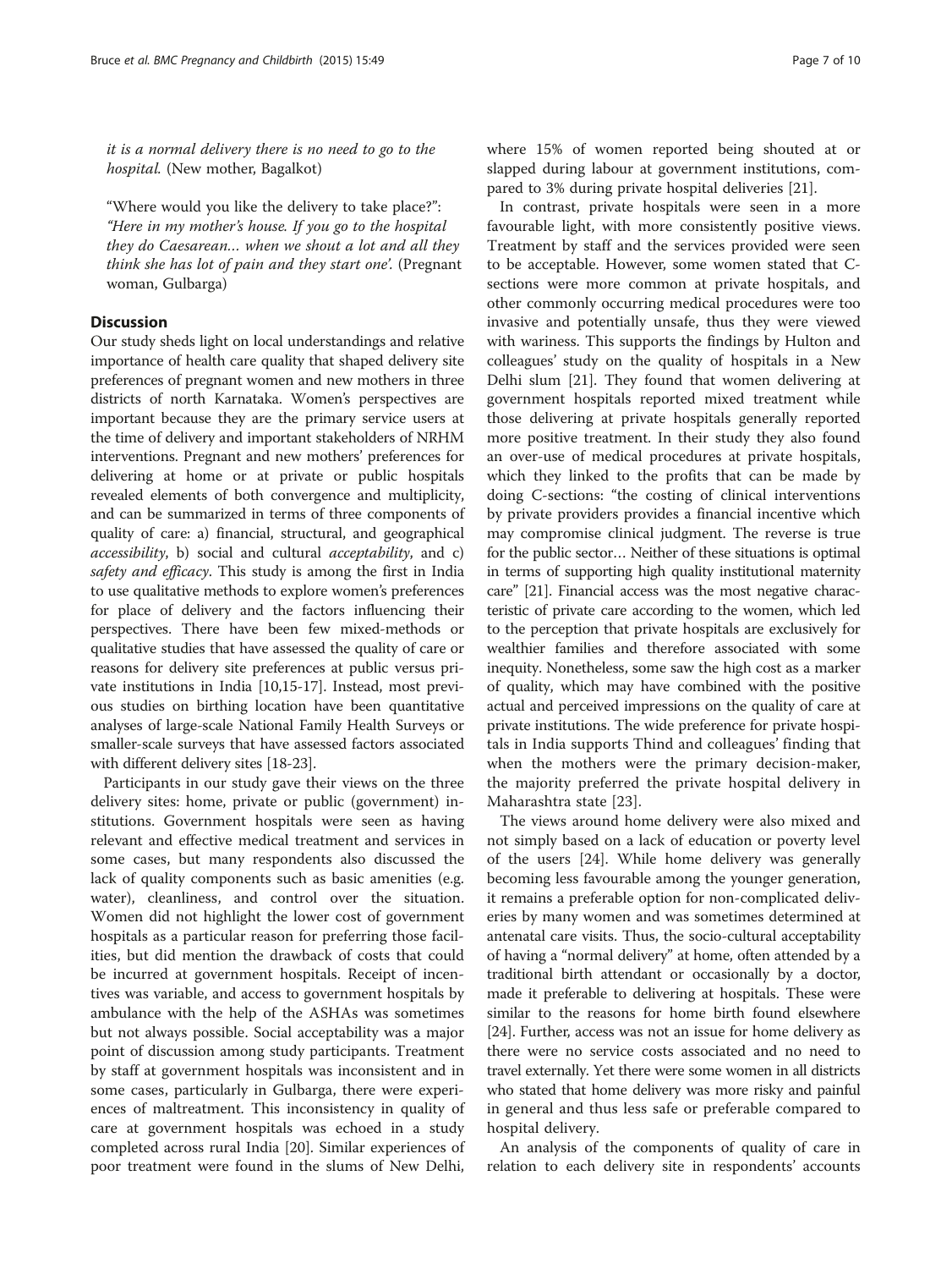*it is a normal delivery there is no need to go to the hospital.* (New mother, Bagalkot)

"Where would you like the delivery to take place?": *"Here in my mother's house. If you go to the hospital they do Caesarean... when we shout a lot and all they think she has lot of pain and they start one'.* (Pregnant woman, Gulbarga)

## Discussion

Our study sheds light on local understandings and relative importance of health care quality that shaped delivery site preferences of pregnant women and new mothers in three districts of north Karnataka. Women's perspectives are important because they are the primary service users at the time of delivery and important stakeholders of NRHM interventions. Pregnant and new mothers' preferences for delivering at home or at private or public hospitals revealed elements of both convergence and multiplicity, and can be summarized in terms of three components of quality of care: a) financial, structural, and geographical *accessibility*, b) social and cultural *acceptability*, and c) *safety and efficacy*. This study is among the first in India to use qualitative methods to explore women's preferences for place of delivery and the factors influencing their perspectives. There have been few mixed-methods or qualitative studies that have assessed the quality of care or reasons for delivery site preferences at public versus private institutions in India [10,15-17]. Instead, most previous studies on birthing location have been quantitative analyses of large-scale National Family Health Surveys or smaller-scale surveys that have assessed factors associated with different delivery sites [18-23].

Participants in our study gave their views on the three delivery sites: home, private or public (government) institutions. Government hospitals were seen as having relevant and effective medical treatment and services in some cases, but many respondents also discussed the lack of quality components such as basic amenities (e.g. water), cleanliness, and control over the situation. Women did not highlight the lower cost of government hospitals as a particular reason for preferring those facilities, but did mention the drawback of costs that could be incurred at government hospitals. Receipt of incentives was variable, and access to government hospitals by ambulance with the help of the ASHAs was sometimes but not always possible. Social acceptability was a major point of discussion among study participants. Treatment by staff at government hospitals was inconsistent and in some cases, particularly in Gulbarga, there were experiences of maltreatment. This inconsistency in quality of care at government hospitals was echoed in a study completed across rural India [20]. Similar experiences of poor treatment were found in the slums of New Delhi, where 15% of women reported being shouted at or slapped during labour at government institutions, compared to 3% during private hospital deliveries [21].

In contrast, private hospitals were seen in a more favourable light, with more consistently positive views. Treatment by staff and the services provided were seen to be acceptable. However, some women stated that C-sections were more common at private hospitals, and other commonly occurring medical procedures were too invasive and potentially unsafe, thus they were viewed with wariness. This supports the findings by Hulton and colleagues' study on the quality of hospitals in a New Delhi slum [21]. They found that women delivering at government hospitals reported mixed treatment while those delivering at private hospitals generally reported more positive treatment. In their study they also found an over-use of medical procedures at private hospitals, which they linked to the profits that can be made by doing C-sections: "the costing of clinical interventions by private providers provides a financial incentive which may compromise clinical judgment. The reverse is true for the public sector… Neither of these situations is optimal in terms of supporting high quality institutional maternity care" [21]. Financial access was the most negative characteristic of private care according to the women, which led to the perception that private hospitals are exclusively for wealthier families and therefore associated with some inequity. Nonetheless, some saw the high cost as a marker of quality, which may have combined with the positive actual and perceived impressions on the quality of care at private institutions. The wide preference for private hospitals in India supports Thind and colleagues' finding that when the mothers were the primary decision-maker, the majority preferred the private hospital delivery in Maharashtra state [23].

The views around home delivery were also mixed and not simply based on a lack of education or poverty level of the users [24]. While home delivery was generally becoming less favourable among the younger generation, it remains a preferable option for non-complicated deliveries by many women and was sometimes determined at antenatal care visits. Thus, the socio-cultural acceptability of having a "normal delivery" at home, often attended by a traditional birth attendant or occasionally by a doctor, made it preferable to delivering at hospitals. These were similar to the reasons for home birth found elsewhere [24]. Further, access was not an issue for home delivery as there were no service costs associated and no need to travel externally. Yet there were some women in all districts who stated that home delivery was more risky and painful in general and thus less safe or preferable compared to hospital delivery.

An analysis of the components of quality of care in relation to each delivery site in respondents' accounts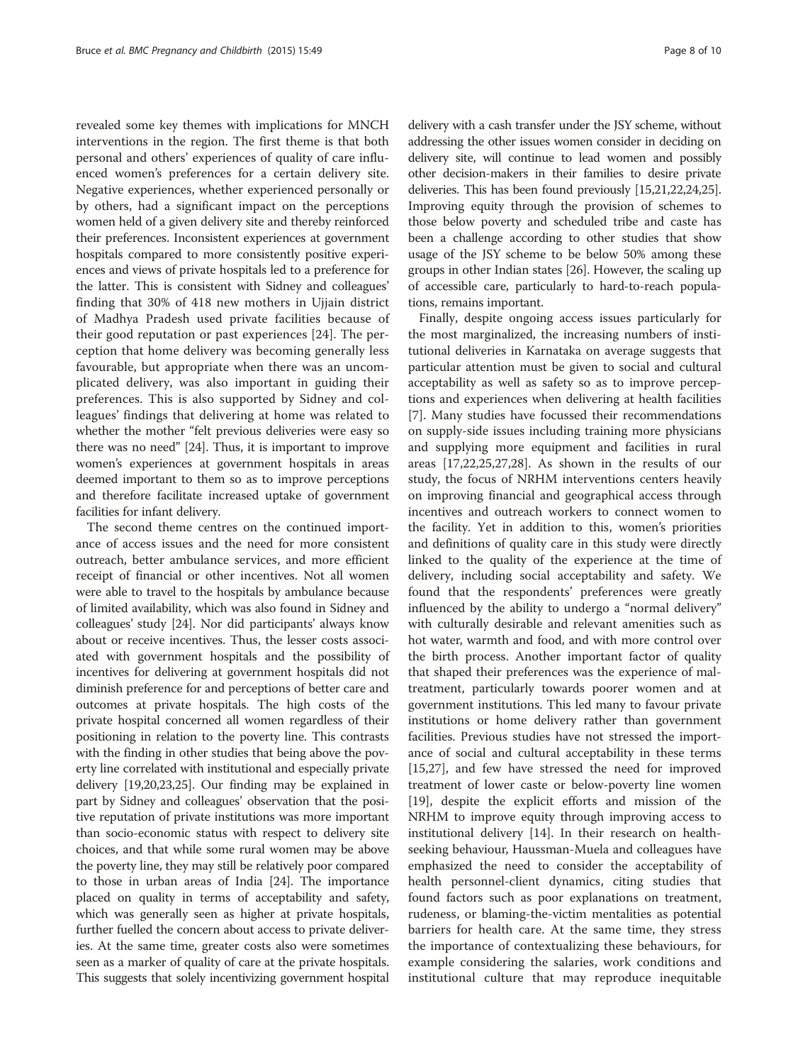revealed some key themes with implications for MNCH interventions in the region. The first theme is that both personal and others' experiences of quality of care influenced women's preferences for a certain delivery site. Negative experiences, whether experienced personally or by others, had a significant impact on the perceptions women held of a given delivery site and thereby reinforced their preferences. Inconsistent experiences at government hospitals compared to more consistently positive experiences and views of private hospitals led to a preference for the latter. This is consistent with Sidney and colleagues' finding that 30% of 418 new mothers in Ujjain district of Madhya Pradesh used private facilities because of their good reputation or past experiences [24]. The perception that home delivery was becoming generally less favourable, but appropriate when there was an uncomplicated delivery, was also important in guiding their preferences. This is also supported by Sidney and colleagues' findings that delivering at home was related to whether the mother "felt previous deliveries were easy so there was no need" [24]. Thus, it is important to improve women's experiences at government hospitals in areas deemed important to them so as to improve perceptions and therefore facilitate increased uptake of government facilities for infant delivery.

The second theme centres on the continued importance of access issues and the need for more consistent outreach, better ambulance services, and more efficient receipt of financial or other incentives. Not all women were able to travel to the hospitals by ambulance because of limited availability, which was also found in Sidney and colleagues' study [24]. Nor did participants' always know about or receive incentives. Thus, the lesser costs associated with government hospitals and the possibility of incentives for delivering at government hospitals did not diminish preference for and perceptions of better care and outcomes at private hospitals. The high costs of the private hospital concerned all women regardless of their positioning in relation to the poverty line. This contrasts with the finding in other studies that being above the poverty line correlated with institutional and especially private delivery [19,20,23,25]. Our finding may be explained in part by Sidney and colleagues' observation that the positive reputation of private institutions was more important than socio-economic status with respect to delivery site choices, and that while some rural women may be above the poverty line, they may still be relatively poor compared to those in urban areas of India [24]. The importance placed on quality in terms of acceptability and safety, which was generally seen as higher at private hospitals, further fuelled the concern about access to private deliveries. At the same time, greater costs also were sometimes seen as a marker of quality of care at the private hospitals. This suggests that solely incentivizing government hospital delivery with a cash transfer under the JSY scheme, without addressing the other issues women consider in deciding on delivery site, will continue to lead women and possibly other decision-makers in their families to desire private deliveries. This has been found previously [15,21,22,24,25]. Improving equity through the provision of schemes to those below poverty and scheduled tribe and caste has been a challenge according to other studies that show usage of the JSY scheme to be below 50% among these groups in other Indian states [26]. However, the scaling up of accessible care, particularly to hard-to-reach populations, remains important.

Finally, despite ongoing access issues particularly for the most marginalized, the increasing numbers of institutional deliveries in Karnataka on average suggests that particular attention must be given to social and cultural acceptability as well as safety so as to improve perceptions and experiences when delivering at health facilities [7]. Many studies have focussed their recommendations on supply-side issues including training more physicians and supplying more equipment and facilities in rural areas [17,22,25,27,28]. As shown in the results of our study, the focus of NRHM interventions centers heavily on improving financial and geographical access through incentives and outreach workers to connect women to the facility. Yet in addition to this, women's priorities and definitions of quality care in this study were directly linked to the quality of the experience at the time of delivery, including social acceptability and safety. We found that the respondents' preferences were greatly influenced by the ability to undergo a "normal delivery" with culturally desirable and relevant amenities such as hot water, warmth and food, and with more control over the birth process. Another important factor of quality that shaped their preferences was the experience of maltreatment, particularly towards poorer women and at government institutions. This led many to favour private institutions or home delivery rather than government facilities. Previous studies have not stressed the importance of social and cultural acceptability in these terms [15,27], and few have stressed the need for improved treatment of lower caste or below-poverty line women [19], despite the explicit efforts and mission of the NRHM to improve equity through improving access to institutional delivery [14]. In their research on health-seeking behaviour, Haussman-Muela and colleagues have emphasized the need to consider the acceptability of health personnel-client dynamics, citing studies that found factors such as poor explanations on treatment, rudeness, or blaming-the-victim mentalities as potential barriers for health care. At the same time, they stress the importance of contextualizing these behaviours, for example considering the salaries, work conditions and institutional culture that may reproduce inequitable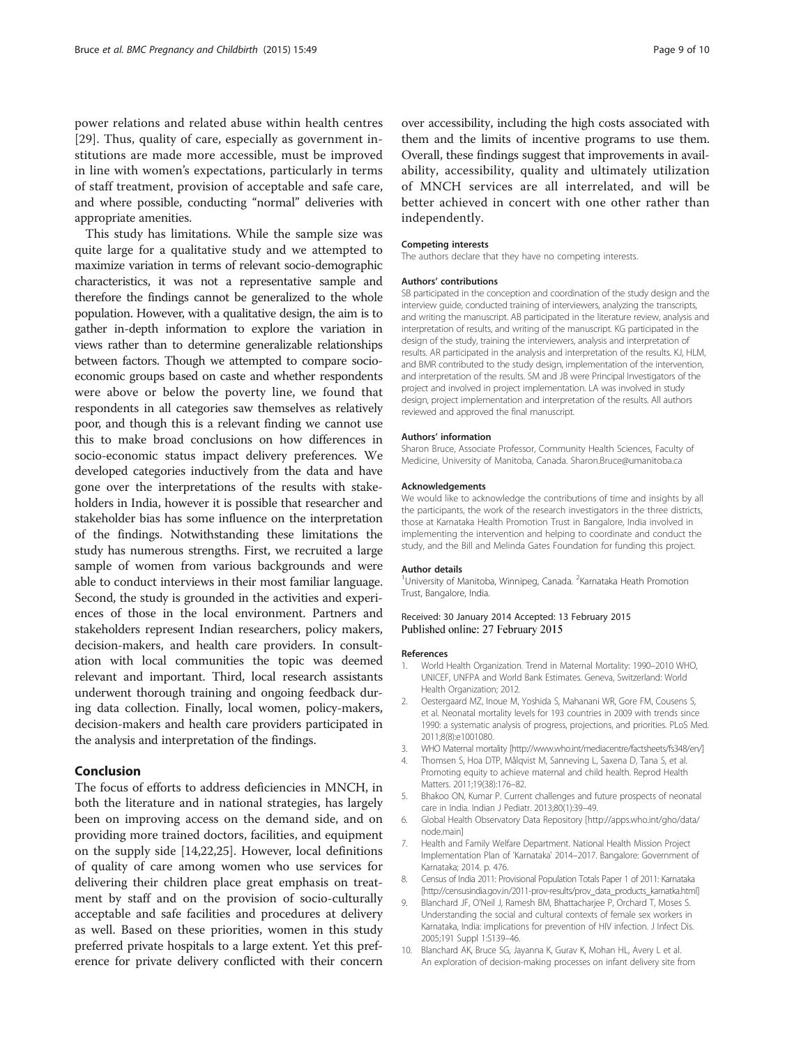power relations and related abuse within health centres [29]. Thus, quality of care, especially as government institutions are made more accessible, must be improved in line with women's expectations, particularly in terms of staff treatment, provision of acceptable and safe care, and where possible, conducting "normal" deliveries with appropriate amenities.

This study has limitations. While the sample size was quite large for a qualitative study and we attempted to maximize variation in terms of relevant socio-demographic characteristics, it was not a representative sample and therefore the findings cannot be generalized to the whole population. However, with a qualitative design, the aim is to gather in-depth information to explore the variation in views rather than to determine generalizable relationships between factors. Though we attempted to compare socio-economic groups based on caste and whether respondents were above or below the poverty line, we found that respondents in all categories saw themselves as relatively poor, and though this is a relevant finding we cannot use this to make broad conclusions on how differences in socio-economic status impact delivery preferences. We developed categories inductively from the data and have gone over the interpretations of the results with stakeholders in India, however it is possible that researcher and stakeholder bias has some influence on the interpretation of the findings. Notwithstanding these limitations the study has numerous strengths. First, we recruited a large sample of women from various backgrounds and were able to conduct interviews in their most familiar language. Second, the study is grounded in the activities and experiences of those in the local environment. Partners and stakeholders represent Indian researchers, policy makers, decision-makers, and health care providers. In consultation with local communities the topic was deemed relevant and important. Third, local research assistants underwent thorough training and ongoing feedback during data collection. Finally, local women, policy-makers, decision-makers and health care providers participated in the analysis and interpretation of the findings.

## Conclusion

The focus of efforts to address deficiencies in MNCH, in both the literature and in national strategies, has largely been on improving access on the demand side, and on providing more trained doctors, facilities, and equipment on the supply side [14,22,25]. However, local definitions of quality of care among women who use services for delivering their children place great emphasis on treatment by staff and on the provision of socio-culturally acceptable and safe facilities and procedures at delivery as well. Based on these priorities, women in this study preferred private hospitals to a large extent. Yet this preference for private delivery conflicted with their concern over accessibility, including the high costs associated with them and the limits of incentive programs to use them. Overall, these findings suggest that improvements in availability, accessibility, quality and ultimately utilization of MNCH services are all interrelated, and will be better achieved in concert with one other rather than independently.

#### Competing interests

The authors declare that they have no competing interests.

#### Authors' contributions

SB participated in the conception and coordination of the study design and the interview guide, conducted training of interviewers, analyzing the transcripts, and writing the manuscript. AB participated in the literature review, analysis and interpretation of results, and writing of the manuscript. KG participated in the design of the study, training the interviewers, analysis and interpretation of results. AR participated in the analysis and interpretation of the results. KJ, HLM, and BMR contributed to the study design, implementation of the intervention, and interpretation of the results. SM and JB were Principal Investigators of the project and involved in project implementation. LA was involved in study design, project implementation and interpretation of the results. All authors reviewed and approved the final manuscript.

#### Authors' information

Sharon Bruce, Associate Professor, Community Health Sciences, Faculty of Medicine, University of Manitoba, Canada. Sharon.Bruce@umanitoba.ca

#### Acknowledgements

We would like to acknowledge the contributions of time and insights by all the participants, the work of the research investigators in the three districts, those at Karnataka Health Promotion Trust in Bangalore, India involved in implementing the intervention and helping to coordinate and conduct the study, and the Bill and Melinda Gates Foundation for funding this project.

#### Author details

[1]University of Manitoba, Winnipeg, Canada. [2]Karnataka Heath Promotion Trust, Bangalore, India.

Received: 30 January 2014 Accepted: 13 February 2015
Published online: 27 February 2015

#### References

1. World Health Organization. Trend in Maternal Mortality: 1990–2010 WHO, UNICEF, UNFPA and World Bank Estimates. Geneva, Switzerland: World Health Organization; 2012.
2. Oestergaard MZ, Inoue M, Yoshida S, Mahanani WR, Gore FM, Cousens S, et al. Neonatal mortality levels for 193 countries in 2009 with trends since 1990: a systematic analysis of progress, projections, and priorities. PLoS Med. 2011;8(8):e1001080.
3. WHO Maternal mortality [http://www.who.int/mediacentre/factsheets/fs348/en/]
4. Thomsen S, Hoa DTP, Målqvist M, Sanneving L, Saxena D, Tana S, et al. Promoting equity to achieve maternal and child health. Reprod Health Matters. 2011;19(38):176–82.
5. Bhakoo ON, Kumar P. Current challenges and future prospects of neonatal care in India. Indian J Pediatr. 2013;80(1):39–49.
6. Global Health Observatory Data Repository [http://apps.who.int/gho/data/node.main]
7. Health and Family Welfare Department. National Health Mission Project Implementation Plan of 'Karnataka' 2014–2017. Bangalore: Government of Karnataka; 2014. p. 476.
8. Census of India 2011: Provisional Population Totals Paper 1 of 2011: Karnataka [http://censusindia.gov.in/2011-prov-results/prov_data_products_karnatka.html]
9. Blanchard JF, O'Neil J, Ramesh BM, Bhattacharjee P, Orchard T, Moses S. Understanding the social and cultural contexts of female sex workers in Karnataka, India: implications for prevention of HIV infection. J Infect Dis. 2005;191 Suppl 1:S139–46.
10. Blanchard AK, Bruce SG, Jayanna K, Gurav K, Mohan HL, Avery L et al. An exploration of decision-making processes on infant delivery site from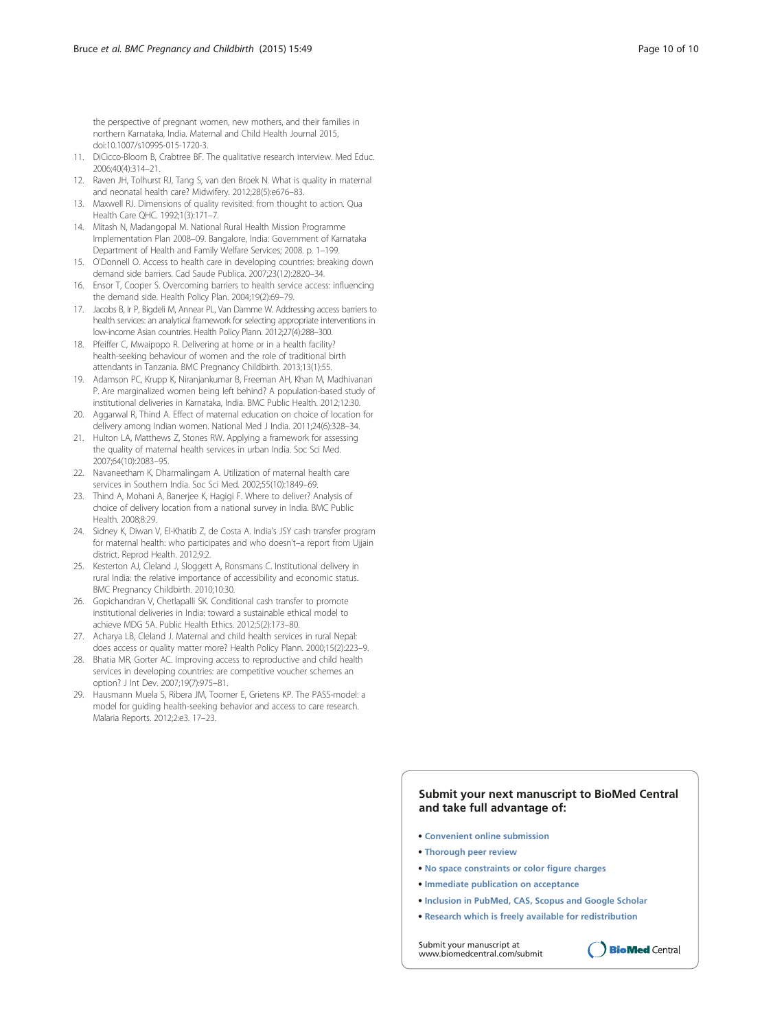the perspective of pregnant women, new mothers, and their families in northern Karnataka, India. Maternal and Child Health Journal 2015, doi:10.1007/s10995-015-1720-3.

11. DiCicco-Bloom B, Crabtree BF. The qualitative research interview. Med Educ. 2006;40(4):314–21.
12. Raven JH, Tolhurst RJ, Tang S, van den Broek N. What is quality in maternal and neonatal health care? Midwifery. 2012;28(5):e676–83.
13. Maxwell RJ. Dimensions of quality revisited: from thought to action. Qua Health Care QHC. 1992;1(3):171–7.
14. Mitash N, Madangopal M. National Rural Health Mission Programme Implementation Plan 2008–09. Bangalore, India: Government of Karnataka Department of Health and Family Welfare Services; 2008. p. 1–199.
15. O'Donnell O. Access to health care in developing countries: breaking down demand side barriers. Cad Saude Publica. 2007;23(12):2820–34.
16. Ensor T, Cooper S. Overcoming barriers to health service access: influencing the demand side. Health Policy Plan. 2004;19(2):69–79.
17. Jacobs B, Ir P, Bigdeli M, Annear PL, Van Damme W. Addressing access barriers to health services: an analytical framework for selecting appropriate interventions in low-income Asian countries. Health Policy Plann. 2012;27(4):288–300.
18. Pfeiffer C, Mwaipopo R. Delivering at home or in a health facility? health-seeking behaviour of women and the role of traditional birth attendants in Tanzania. BMC Pregnancy Childbirth. 2013;13(1):55.
19. Adamson PC, Krupp K, Niranjankumar B, Freeman AH, Khan M, Madhivanan P. Are marginalized women being left behind? A population-based study of institutional deliveries in Karnataka, India. BMC Public Health. 2012;12:30.
20. Aggarwal R, Thind A. Effect of maternal education on choice of location for delivery among Indian women. National Med J India. 2011;24(6):328–34.
21. Hulton LA, Matthews Z, Stones RW. Applying a framework for assessing the quality of maternal health services in urban India. Soc Sci Med. 2007;64(10):2083–95.
22. Navaneetham K, Dharmalingam A. Utilization of maternal health care services in Southern India. Soc Sci Med. 2002;55(10):1849–69.
23. Thind A, Mohani A, Banerjee K, Hagigi F. Where to deliver? Analysis of choice of delivery location from a national survey in India. BMC Public Health. 2008;8:29.
24. Sidney K, Diwan V, El-Khatib Z, de Costa A. India's JSY cash transfer program for maternal health: who participates and who doesn't–a report from Ujjain district. Reprod Health. 2012;9:2.
25. Kesterton AJ, Cleland J, Sloggett A, Ronsmans C. Institutional delivery in rural India: the relative importance of accessibility and economic status. BMC Pregnancy Childbirth. 2010;10:30.
26. Gopichandran V, Chetlapalli SK. Conditional cash transfer to promote institutional deliveries in India: toward a sustainable ethical model to achieve MDG 5A. Public Health Ethics. 2012;5(2):173–80.
27. Acharya LB, Cleland J. Maternal and child health services in rural Nepal: does access or quality matter more? Health Policy Plann. 2000;15(2):223–9.
28. Bhatia MR, Gorter AC. Improving access to reproductive and child health services in developing countries: are competitive voucher schemes an option? J Int Dev. 2007;19(7):975–81.
29. Hausmann Muela S, Ribera JM, Toomer E, Grietens KP. The PASS-model: a model for guiding health-seeking behavior and access to care research. Malaria Reports. 2012;2:e3. 17–23.

**Submit your next manuscript to BioMed Central and take full advantage of:**

- **Convenient online submission**
- **Thorough peer review**
- **No space constraints or color figure charges**
- **Immediate publication on acceptance**
- **Inclusion in PubMed, CAS, Scopus and Google Scholar**
- **Research which is freely available for redistribution**

Submit your manuscript at www.biomedcentral.com/submit

BioMed Central